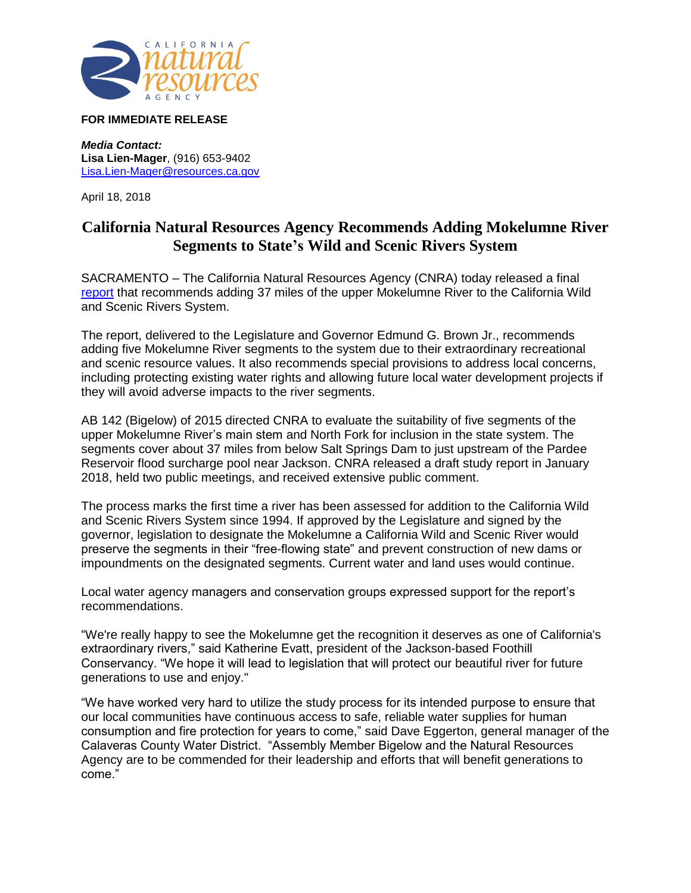**FOR IMMEDIATE RELEASE**

***Media Contact:***
**Lisa Lien-Mager**, (916) 653-9402
Lisa.Lien-Mager@resources.ca.gov

April 18, 2018

# California Natural Resources Agency Recommends Adding Mokelumne River Segments to State's Wild and Scenic Rivers System

SACRAMENTO – The California Natural Resources Agency (CNRA) today released a final report that recommends adding 37 miles of the upper Mokelumne River to the California Wild and Scenic Rivers System.

The report, delivered to the Legislature and Governor Edmund G. Brown Jr., recommends adding five Mokelumne River segments to the system due to their extraordinary recreational and scenic resource values. It also recommends special provisions to address local concerns, including protecting existing water rights and allowing future local water development projects if they will avoid adverse impacts to the river segments.

AB 142 (Bigelow) of 2015 directed CNRA to evaluate the suitability of five segments of the upper Mokelumne River's main stem and North Fork for inclusion in the state system. The segments cover about 37 miles from below Salt Springs Dam to just upstream of the Pardee Reservoir flood surcharge pool near Jackson. CNRA released a draft study report in January 2018, held two public meetings, and received extensive public comment.

The process marks the first time a river has been assessed for addition to the California Wild and Scenic Rivers System since 1994. If approved by the Legislature and signed by the governor, legislation to designate the Mokelumne a California Wild and Scenic River would preserve the segments in their "free-flowing state" and prevent construction of new dams or impoundments on the designated segments. Current water and land uses would continue.

Local water agency managers and conservation groups expressed support for the report's recommendations.

"We're really happy to see the Mokelumne get the recognition it deserves as one of California's extraordinary rivers," said Katherine Evatt, president of the Jackson-based Foothill Conservancy. "We hope it will lead to legislation that will protect our beautiful river for future generations to use and enjoy."

"We have worked very hard to utilize the study process for its intended purpose to ensure that our local communities have continuous access to safe, reliable water supplies for human consumption and fire protection for years to come," said Dave Eggerton, general manager of the Calaveras County Water District. "Assembly Member Bigelow and the Natural Resources Agency are to be commended for their leadership and efforts that will benefit generations to come."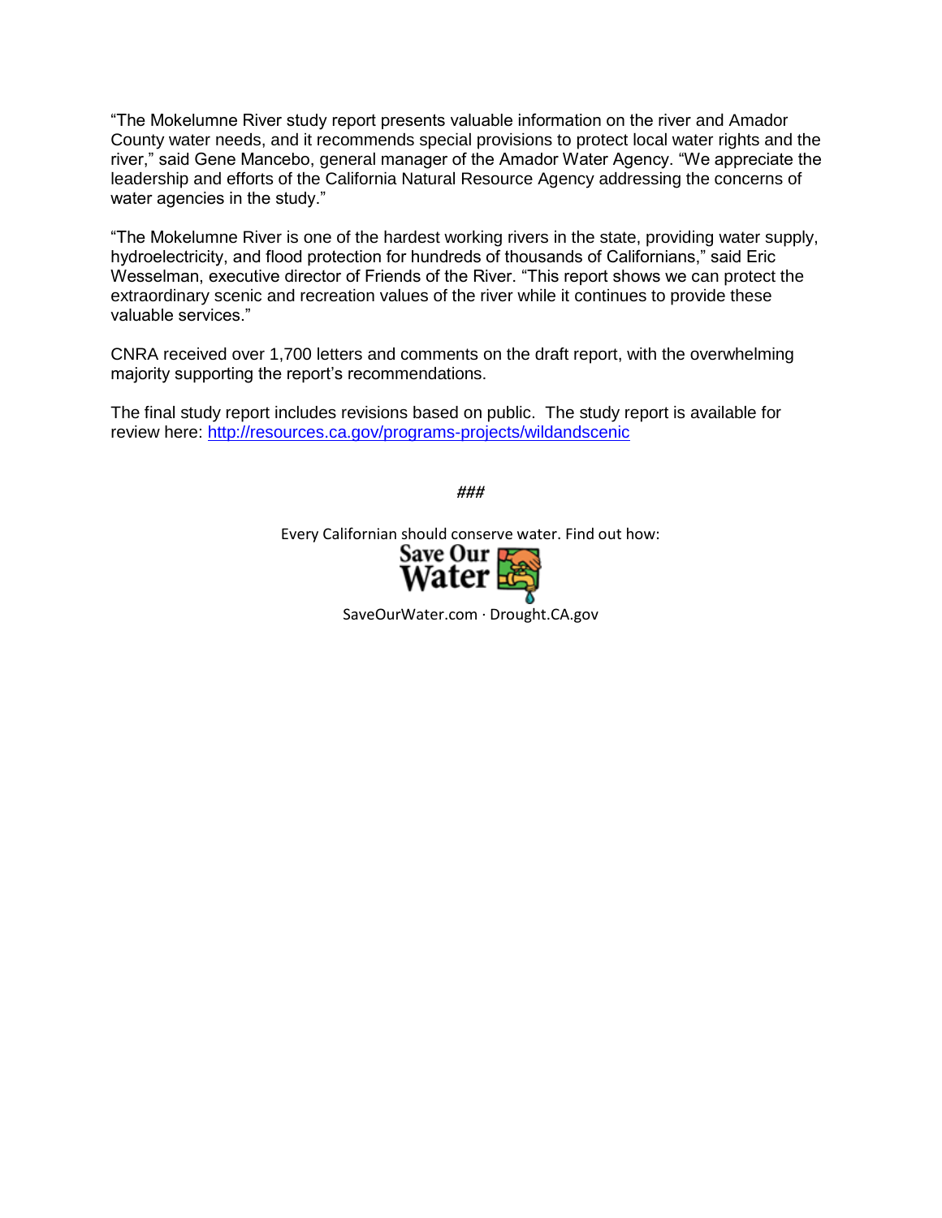"The Mokelumne River study report presents valuable information on the river and Amador County water needs, and it recommends special provisions to protect local water rights and the river," said Gene Mancebo, general manager of the Amador Water Agency. "We appreciate the leadership and efforts of the California Natural Resource Agency addressing the concerns of water agencies in the study."

"The Mokelumne River is one of the hardest working rivers in the state, providing water supply, hydroelectricity, and flood protection for hundreds of thousands of Californians," said Eric Wesselman, executive director of Friends of the River. "This report shows we can protect the extraordinary scenic and recreation values of the river while it continues to provide these valuable services."

CNRA received over 1,700 letters and comments on the draft report, with the overwhelming majority supporting the report's recommendations.

The final study report includes revisions based on public. The study report is available for review here: http://resources.ca.gov/programs-projects/wildandscenic

###

Every Californian should conserve water. Find out how:

Save Our Water

SaveOurWater.com · Drought.CA.gov